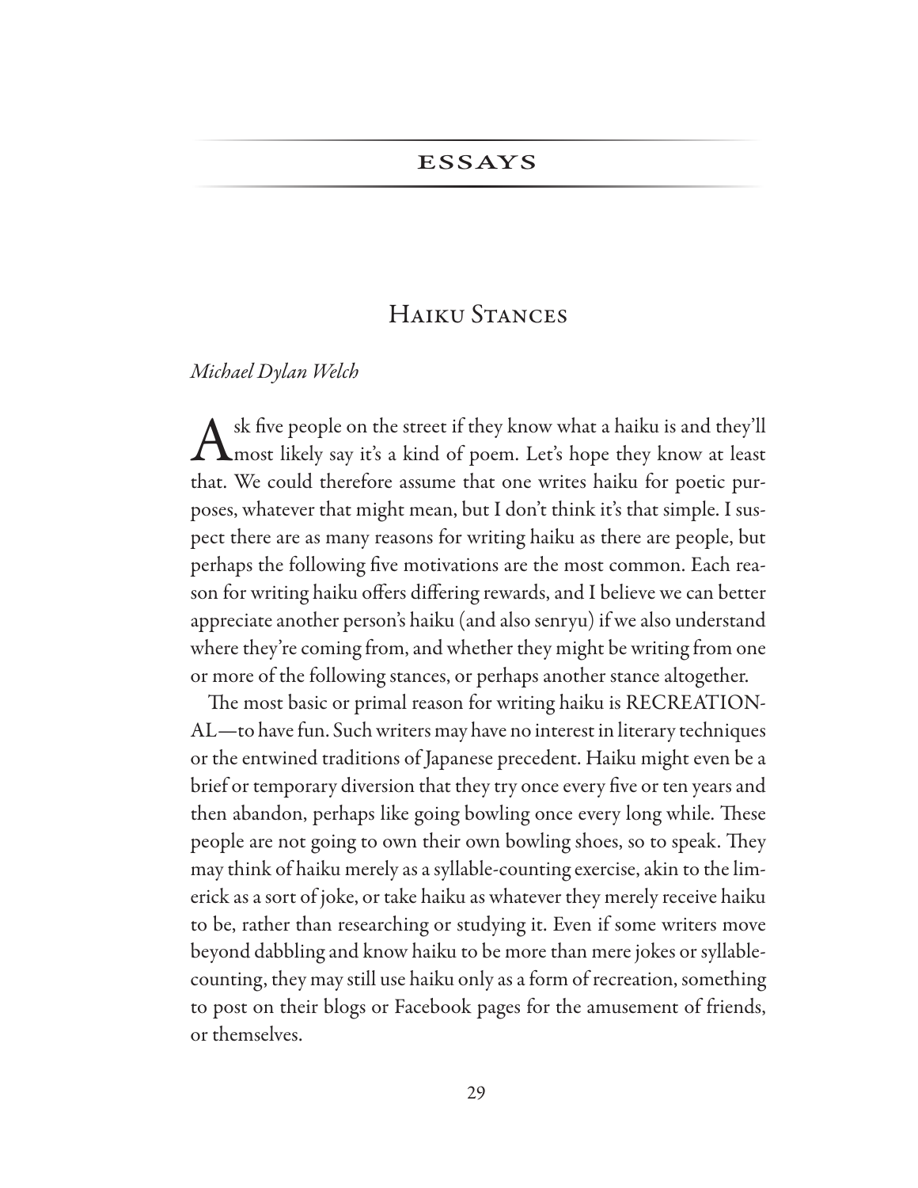## ESSAYS

# Haiku Stances

*Michael Dylan Welch*

Ask five people on the street if they know what a haiku is and they'll most likely say it's a kind of poem. Let's hope they know at least that. We could therefore assume that one writes haiku for poetic purposes, whatever that might mean, but I don't think it's that simple. I suspect there are as many reasons for writing haiku as there are people, but perhaps the following five motivations are the most common. Each reason for writing haiku offers differing rewards, and I believe we can better appreciate another person's haiku (and also senryu) if we also understand where they're coming from, and whether they might be writing from one or more of the following stances, or perhaps another stance altogether.

The most basic or primal reason for writing haiku is RECREATIONAL—to have fun. Such writers may have no interest in literary techniques or the entwined traditions of Japanese precedent. Haiku might even be a brief or temporary diversion that they try once every five or ten years and then abandon, perhaps like going bowling once every long while. These people are not going to own their own bowling shoes, so to speak. They may think of haiku merely as a syllable-counting exercise, akin to the limerick as a sort of joke, or take haiku as whatever they merely receive haiku to be, rather than researching or studying it. Even if some writers move beyond dabbling and know haiku to be more than mere jokes or syllable-counting, they may still use haiku only as a form of recreation, something to post on their blogs or Facebook pages for the amusement of friends, or themselves.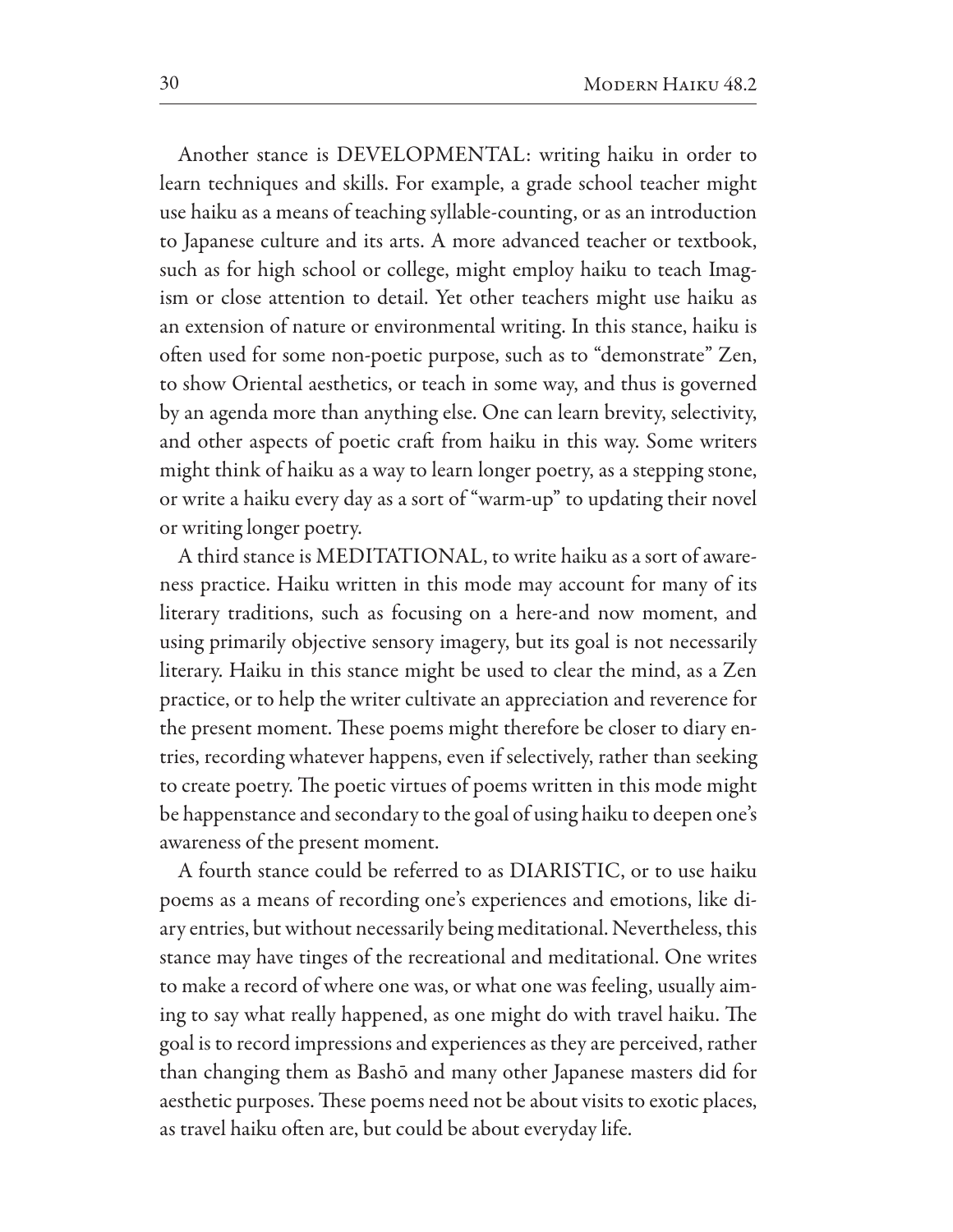Another stance is DEVELOPMENTAL: writing haiku in order to learn techniques and skills. For example, a grade school teacher might use haiku as a means of teaching syllable-counting, or as an introduction to Japanese culture and its arts. A more advanced teacher or textbook, such as for high school or college, might employ haiku to teach Imagism or close attention to detail. Yet other teachers might use haiku as an extension of nature or environmental writing. In this stance, haiku is often used for some non-poetic purpose, such as to "demonstrate" Zen, to show Oriental aesthetics, or teach in some way, and thus is governed by an agenda more than anything else. One can learn brevity, selectivity, and other aspects of poetic craft from haiku in this way. Some writers might think of haiku as a way to learn longer poetry, as a stepping stone, or write a haiku every day as a sort of "warm-up" to updating their novel or writing longer poetry.

A third stance is MEDITATIONAL, to write haiku as a sort of awareness practice. Haiku written in this mode may account for many of its literary traditions, such as focusing on a here-and now moment, and using primarily objective sensory imagery, but its goal is not necessarily literary. Haiku in this stance might be used to clear the mind, as a Zen practice, or to help the writer cultivate an appreciation and reverence for the present moment. These poems might therefore be closer to diary entries, recording whatever happens, even if selectively, rather than seeking to create poetry. The poetic virtues of poems written in this mode might be happenstance and secondary to the goal of using haiku to deepen one's awareness of the present moment.

A fourth stance could be referred to as DIARISTIC, or to use haiku poems as a means of recording one's experiences and emotions, like diary entries, but without necessarily being meditational. Nevertheless, this stance may have tinges of the recreational and meditational. One writes to make a record of where one was, or what one was feeling, usually aiming to say what really happened, as one might do with travel haiku. The goal is to record impressions and experiences as they are perceived, rather than changing them as Bashō and many other Japanese masters did for aesthetic purposes. These poems need not be about visits to exotic places, as travel haiku often are, but could be about everyday life.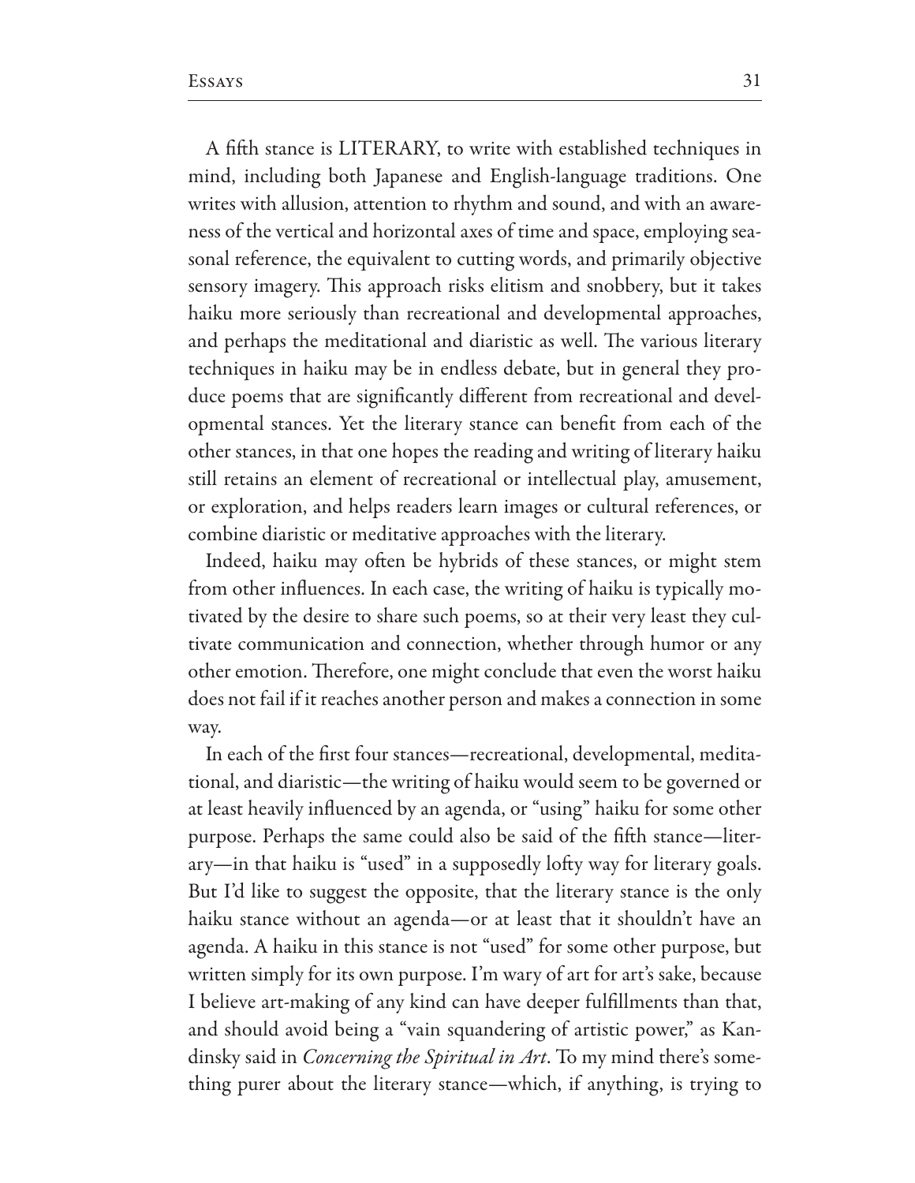A fifth stance is LITERARY, to write with established techniques in mind, including both Japanese and English-language traditions. One writes with allusion, attention to rhythm and sound, and with an awareness of the vertical and horizontal axes of time and space, employing seasonal reference, the equivalent to cutting words, and primarily objective sensory imagery. This approach risks elitism and snobbery, but it takes haiku more seriously than recreational and developmental approaches, and perhaps the meditational and diaristic as well. The various literary techniques in haiku may be in endless debate, but in general they produce poems that are significantly different from recreational and developmental stances. Yet the literary stance can benefit from each of the other stances, in that one hopes the reading and writing of literary haiku still retains an element of recreational or intellectual play, amusement, or exploration, and helps readers learn images or cultural references, or combine diaristic or meditative approaches with the literary.

Indeed, haiku may often be hybrids of these stances, or might stem from other influences. In each case, the writing of haiku is typically motivated by the desire to share such poems, so at their very least they cultivate communication and connection, whether through humor or any other emotion. Therefore, one might conclude that even the worst haiku does not fail if it reaches another person and makes a connection in some way.

In each of the first four stances—recreational, developmental, meditational, and diaristic—the writing of haiku would seem to be governed or at least heavily influenced by an agenda, or "using" haiku for some other purpose. Perhaps the same could also be said of the fifth stance—literary—in that haiku is "used" in a supposedly lofty way for literary goals. But I'd like to suggest the opposite, that the literary stance is the only haiku stance without an agenda—or at least that it shouldn't have an agenda. A haiku in this stance is not "used" for some other purpose, but written simply for its own purpose. I'm wary of art for art's sake, because I believe art-making of any kind can have deeper fulfillments than that, and should avoid being a "vain squandering of artistic power," as Kandinsky said in *Concerning the Spiritual in Art*. To my mind there's something purer about the literary stance—which, if anything, is trying to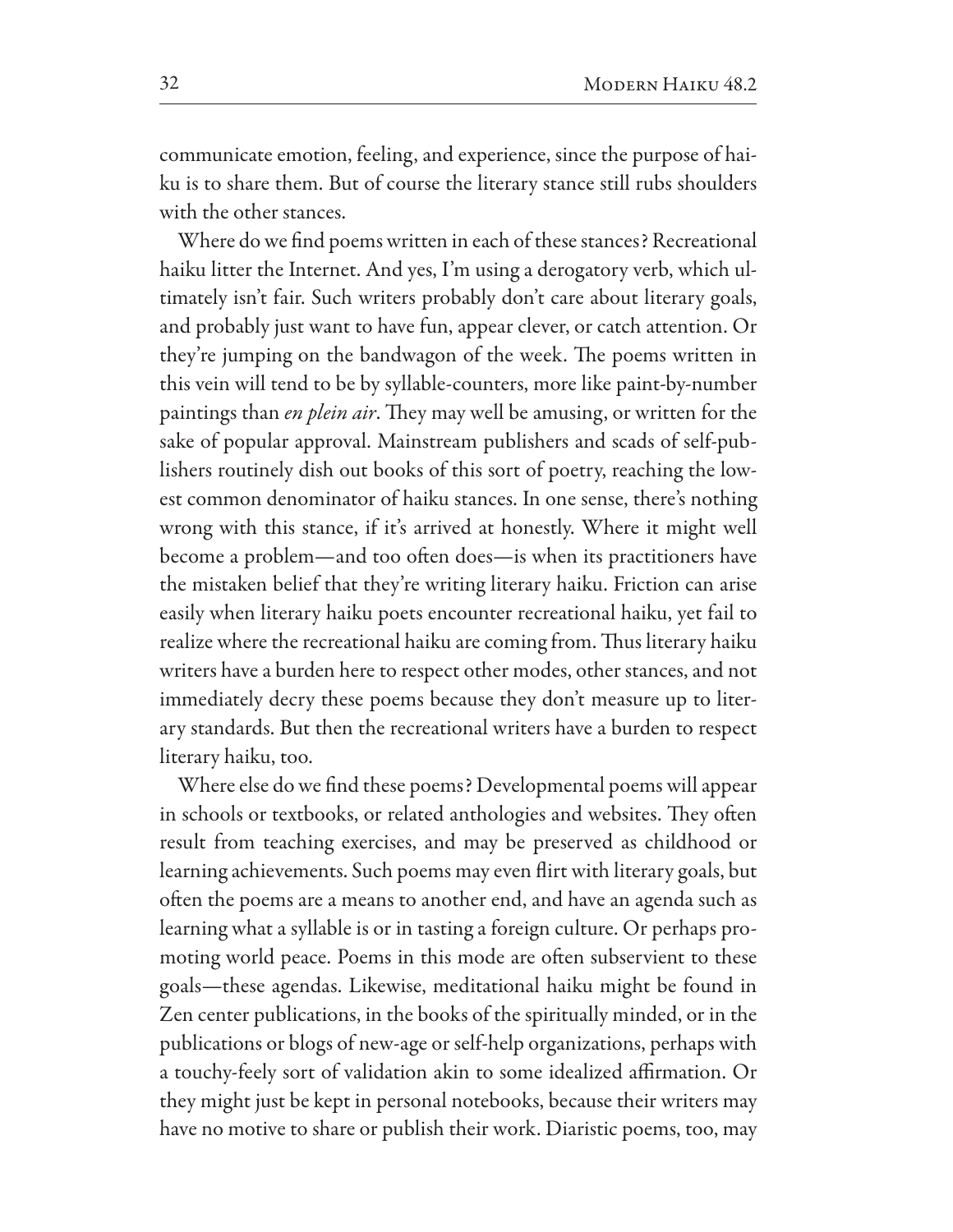communicate emotion, feeling, and experience, since the purpose of haiku is to share them. But of course the literary stance still rubs shoulders with the other stances.

Where do we find poems written in each of these stances? Recreational haiku litter the Internet. And yes, I'm using a derogatory verb, which ultimately isn't fair. Such writers probably don't care about literary goals, and probably just want to have fun, appear clever, or catch attention. Or they're jumping on the bandwagon of the week. The poems written in this vein will tend to be by syllable-counters, more like paint-by-number paintings than *en plein air*. They may well be amusing, or written for the sake of popular approval. Mainstream publishers and scads of self-publishers routinely dish out books of this sort of poetry, reaching the lowest common denominator of haiku stances. In one sense, there's nothing wrong with this stance, if it's arrived at honestly. Where it might well become a problem—and too often does—is when its practitioners have the mistaken belief that they're writing literary haiku. Friction can arise easily when literary haiku poets encounter recreational haiku, yet fail to realize where the recreational haiku are coming from. Thus literary haiku writers have a burden here to respect other modes, other stances, and not immediately decry these poems because they don't measure up to literary standards. But then the recreational writers have a burden to respect literary haiku, too.

Where else do we find these poems? Developmental poems will appear in schools or textbooks, or related anthologies and websites. They often result from teaching exercises, and may be preserved as childhood or learning achievements. Such poems may even flirt with literary goals, but often the poems are a means to another end, and have an agenda such as learning what a syllable is or in tasting a foreign culture. Or perhaps promoting world peace. Poems in this mode are often subservient to these goals—these agendas. Likewise, meditational haiku might be found in Zen center publications, in the books of the spiritually minded, or in the publications or blogs of new-age or self-help organizations, perhaps with a touchy-feely sort of validation akin to some idealized affirmation. Or they might just be kept in personal notebooks, because their writers may have no motive to share or publish their work. Diaristic poems, too, may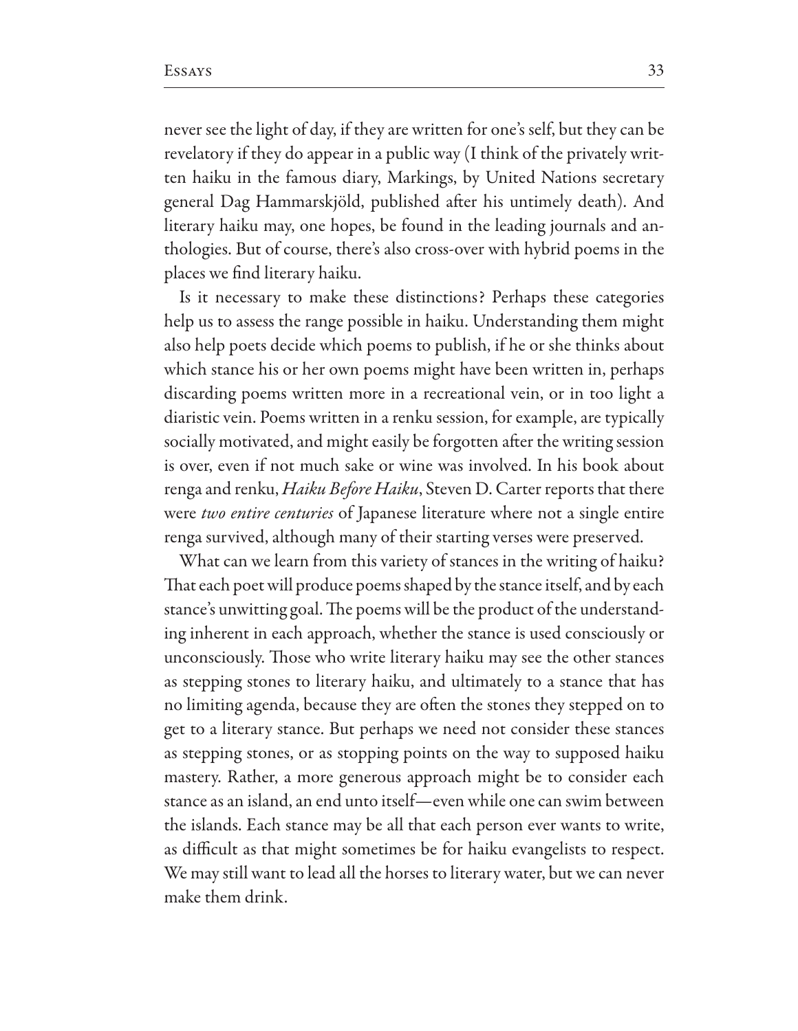never see the light of day, if they are written for one's self, but they can be revelatory if they do appear in a public way (I think of the privately written haiku in the famous diary, Markings, by United Nations secretary general Dag Hammarskjöld, published after his untimely death). And literary haiku may, one hopes, be found in the leading journals and anthologies. But of course, there's also cross-over with hybrid poems in the places we find literary haiku.

Is it necessary to make these distinctions? Perhaps these categories help us to assess the range possible in haiku. Understanding them might also help poets decide which poems to publish, if he or she thinks about which stance his or her own poems might have been written in, perhaps discarding poems written more in a recreational vein, or in too light a diaristic vein. Poems written in a renku session, for example, are typically socially motivated, and might easily be forgotten after the writing session is over, even if not much sake or wine was involved. In his book about renga and renku, *Haiku Before Haiku*, Steven D. Carter reports that there were *two entire centuries* of Japanese literature where not a single entire renga survived, although many of their starting verses were preserved.

What can we learn from this variety of stances in the writing of haiku? That each poet will produce poems shaped by the stance itself, and by each stance's unwitting goal. The poems will be the product of the understanding inherent in each approach, whether the stance is used consciously or unconsciously. Those who write literary haiku may see the other stances as stepping stones to literary haiku, and ultimately to a stance that has no limiting agenda, because they are often the stones they stepped on to get to a literary stance. But perhaps we need not consider these stances as stepping stones, or as stopping points on the way to supposed haiku mastery. Rather, a more generous approach might be to consider each stance as an island, an end unto itself—even while one can swim between the islands. Each stance may be all that each person ever wants to write, as difficult as that might sometimes be for haiku evangelists to respect. We may still want to lead all the horses to literary water, but we can never make them drink.